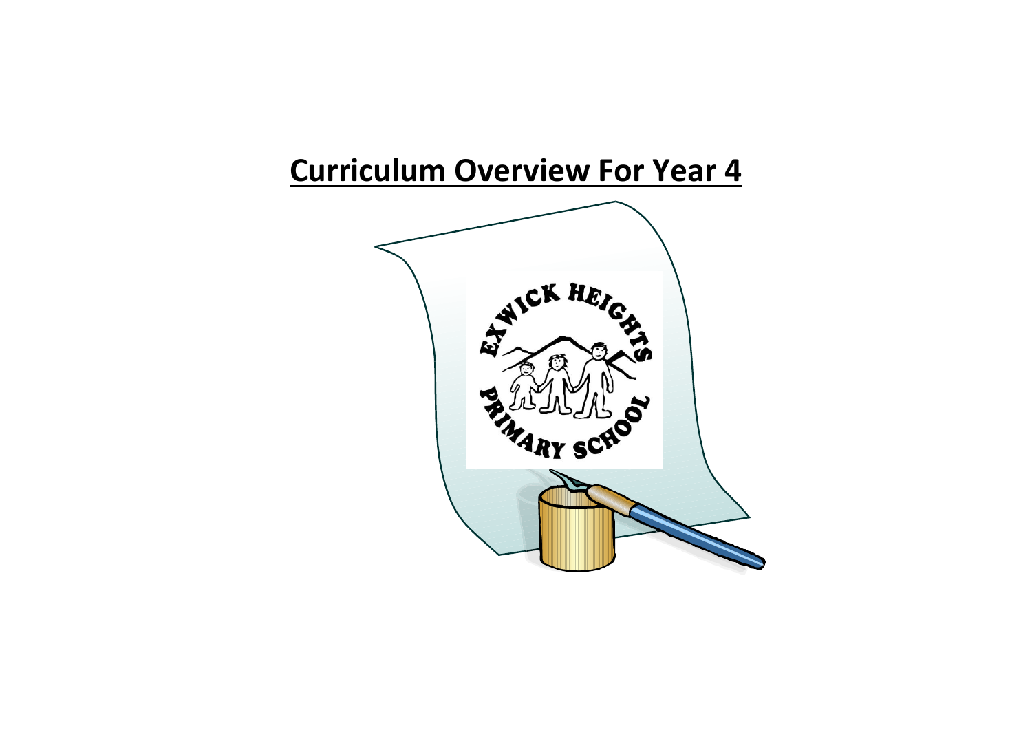# Curriculum Overview For Year 4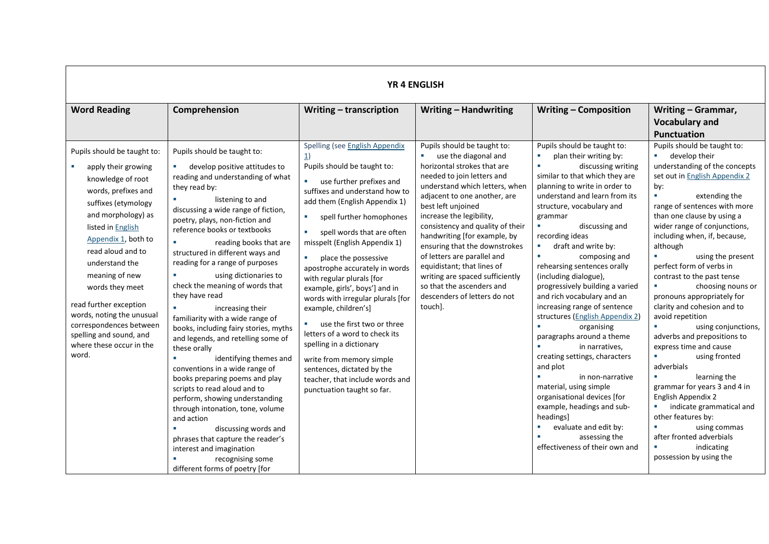| YR 4 ENGLISH | | | | | |
|---|---|---|---|---|---|
| **Word Reading** | **Comprehension** | **Writing – transcription** | **Writing – Handwriting** | **Writing – Composition** | **Writing – Grammar, Vocabulary and Punctuation** |
| Pupils should be taught to:<br>▪ apply their growing knowledge of root words, prefixes and suffixes (etymology and morphology) as listed in English Appendix 1, both to read aloud and to understand the meaning of new words they meet<br><br>read further exception words, noting the unusual correspondences between spelling and sound, and where these occur in the word. | Pupils should be taught to:<br>▪ develop positive attitudes to reading and understanding of what they read by:<br>▪ listening to and discussing a wide range of fiction, poetry, plays, non-fiction and reference books or textbooks<br>▪ reading books that are structured in different ways and reading for a range of purposes<br>▪ using dictionaries to check the meaning of words that they have read<br>▪ increasing their familiarity with a wide range of books, including fairy stories, myths and legends, and retelling some of these orally<br>▪ identifying themes and conventions in a wide range of books preparing poems and play scripts to read aloud and to perform, showing understanding through intonation, tone, volume and action<br>▪ discussing words and phrases that capture the reader's interest and imagination<br>▪ recognising some different forms of poetry [for | Spelling (see English Appendix 1)<br>Pupils should be taught to:<br>▪ use further prefixes and suffixes and understand how to add them (English Appendix 1)<br>▪ spell further homophones<br>▪ spell words that are often misspelt (English Appendix 1)<br>▪ place the possessive apostrophe accurately in words with regular plurals [for example, girls', boys'] and in words with irregular plurals [for example, children's]<br>▪ use the first two or three letters of a word to check its spelling in a dictionary<br><br>write from memory simple sentences, dictated by the teacher, that include words and punctuation taught so far. | Pupils should be taught to:<br>▪ use the diagonal and horizontal strokes that are needed to join letters and understand which letters, when adjacent to one another, are best left unjoined<br>increase the legibility, consistency and quality of their handwriting [for example, by ensuring that the downstrokes of letters are parallel and equidistant; that lines of writing are spaced sufficiently so that the ascenders and descenders of letters do not touch]. | Pupils should be taught to:<br>▪ plan their writing by:<br>▪ discussing writing similar to that which they are planning to write in order to understand and learn from its structure, vocabulary and grammar<br>▪ discussing and recording ideas<br>▪ draft and write by:<br>▪ composing and rehearsing sentences orally (including dialogue), progressively building a varied and rich vocabulary and an increasing range of sentence structures (English Appendix 2)<br>▪ organising paragraphs around a theme<br>▪ in narratives, creating settings, characters and plot<br>▪ in non-narrative material, using simple organisational devices [for example, headings and sub-headings]<br>▪ evaluate and edit by:<br>▪ assessing the effectiveness of their own and | Pupils should be taught to:<br>▪ develop their understanding of the concepts set out in English Appendix 2 by:<br>▪ extending the range of sentences with more than one clause by using a wider range of conjunctions, including when, if, because, although<br>▪ using the present perfect form of verbs in contrast to the past tense<br>▪ choosing nouns or pronouns appropriately for clarity and cohesion and to avoid repetition<br>▪ using conjunctions, adverbs and prepositions to express time and cause<br>▪ using fronted adverbials<br>▪ learning the grammar for years 3 and 4 in English Appendix 2<br>▪ indicate grammatical and other features by:<br>▪ using commas after fronted adverbials<br>▪ indicating possession by using the |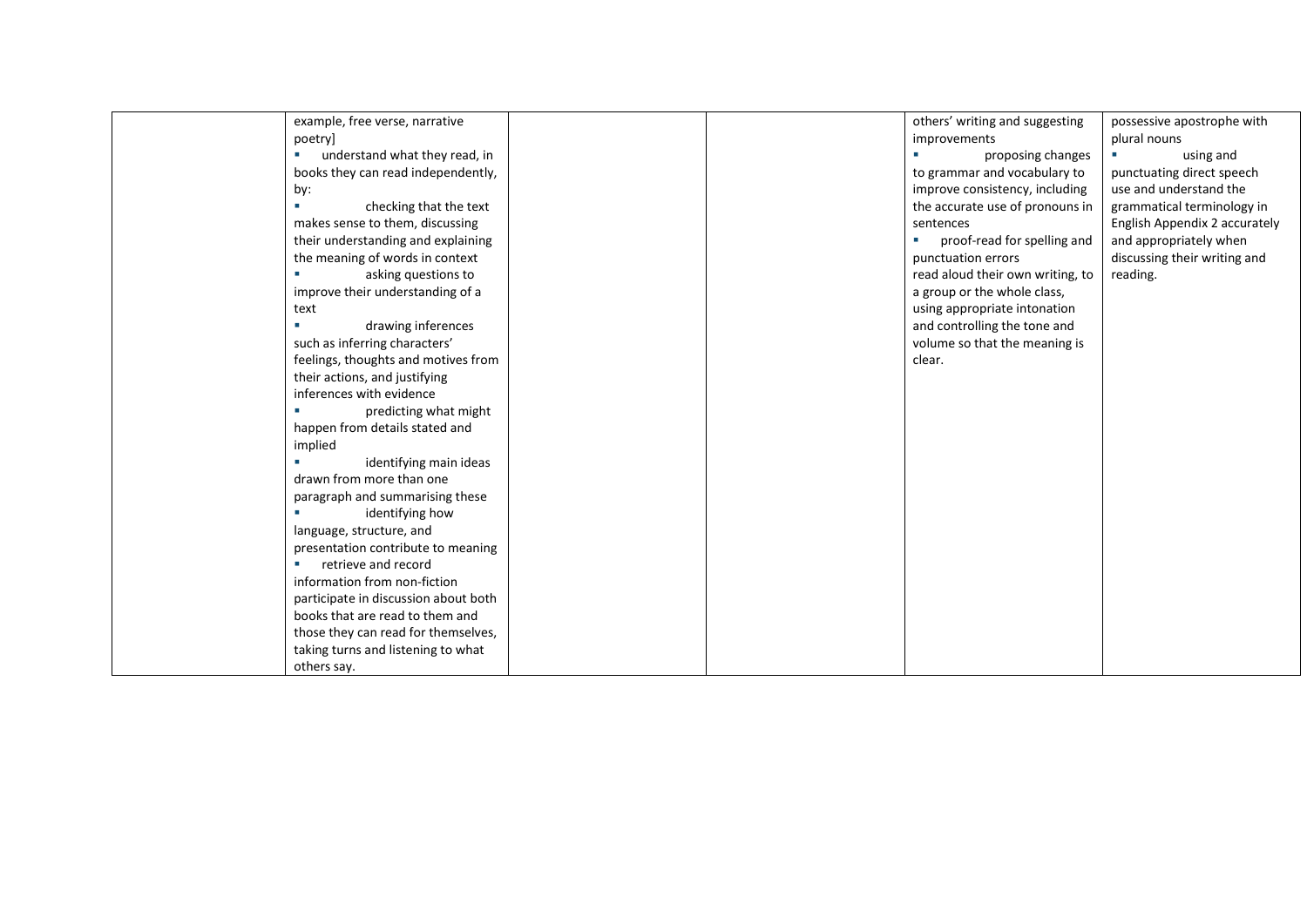|  |  |  |  |  |  |
|---|---|---|---|---|---|
|  | example, free verse, narrative poetry]<br>▪ understand what they read, in books they can read independently, by:<br>▪ checking that the text makes sense to them, discussing their understanding and explaining the meaning of words in context<br>▪ asking questions to improve their understanding of a text<br>▪ drawing inferences such as inferring characters' feelings, thoughts and motives from their actions, and justifying inferences with evidence<br>▪ predicting what might happen from details stated and implied<br>▪ identifying main ideas drawn from more than one paragraph and summarising these<br>▪ identifying how language, structure, and presentation contribute to meaning<br>▪ retrieve and record information from non-fiction<br>participate in discussion about both books that are read to them and those they can read for themselves, taking turns and listening to what others say. |  |  | others' writing and suggesting improvements<br>▪ proposing changes to grammar and vocabulary to improve consistency, including the accurate use of pronouns in sentences<br>▪ proof-read for spelling and punctuation errors<br>read aloud their own writing, to a group or the whole class, using appropriate intonation and controlling the tone and volume so that the meaning is clear. | possessive apostrophe with plural nouns<br>▪ using and punctuating direct speech<br>use and understand the grammatical terminology in English Appendix 2 accurately and appropriately when discussing their writing and reading. |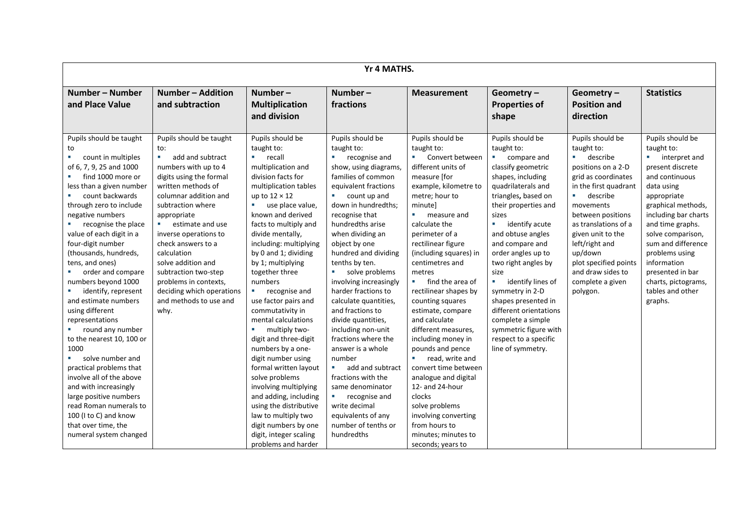| Yr 4 MATHS. | | | | | | | |
|---|---|---|---|---|---|---|---|
| **Number – Number and Place Value** | **Number – Addition and subtraction** | **Number – Multiplication and division** | **Number – fractions** | **Measurement** | **Geometry – Properties of shape** | **Geometry – Position and direction** | **Statistics** |
| Pupils should be taught to<br>▪ count in multiples of 6, 7, 9, 25 and 1000<br>▪ find 1000 more or less than a given number<br>▪ count backwards through zero to include negative numbers<br>▪ recognise the place value of each digit in a four-digit number (thousands, hundreds, tens, and ones)<br>▪ order and compare numbers beyond 1000<br>▪ identify, represent and estimate numbers using different representations<br>▪ round any number to the nearest 10, 100 or 1000<br>▪ solve number and practical problems that involve all of the above and with increasingly large positive numbers<br>read Roman numerals to 100 (I to C) and know that over time, the numeral system changed | Pupils should be taught to:<br>▪ add and subtract numbers with up to 4 digits using the formal written methods of columnar addition and subtraction where appropriate<br>▪ estimate and use inverse operations to check answers to a calculation<br>solve addition and subtraction two-step problems in contexts, deciding which operations and methods to use and why. | Pupils should be taught to:<br>▪ recall multiplication and division facts for multiplication tables up to 12 × 12<br>▪ use place value, known and derived facts to multiply and divide mentally, including: multiplying by 0 and 1; dividing by 1; multiplying together three numbers<br>▪ recognise and use factor pairs and commutativity in mental calculations<br>▪ multiply two-digit and three-digit numbers by a one-digit number using formal written layout<br>solve problems involving multiplying and adding, including using the distributive law to multiply two digit numbers by one digit, integer scaling problems and harder | Pupils should be taught to:<br>▪ recognise and show, using diagrams, families of common equivalent fractions<br>▪ count up and down in hundredths; recognise that hundredths arise when dividing an object by one hundred and dividing tenths by ten.<br>▪ solve problems involving increasingly harder fractions to calculate quantities, and fractions to divide quantities, including non-unit fractions where the answer is a whole number<br>▪ add and subtract fractions with the same denominator<br>▪ recognise and write decimal equivalents of any number of tenths or hundredths | Pupils should be taught to:<br>▪ Convert between different units of measure [for example, kilometre to metre; hour to minute]<br>▪ measure and calculate the perimeter of a rectilinear figure (including squares) in centimetres and metres<br>▪ find the area of rectilinear shapes by counting squares<br>estimate, compare and calculate different measures, including money in pounds and pence<br>▪ read, write and convert time between analogue and digital 12- and 24-hour clocks<br>solve problems involving converting from hours to minutes; minutes to seconds; years to | Pupils should be taught to:<br>▪ compare and classify geometric shapes, including quadrilaterals and triangles, based on their properties and sizes<br>▪ identify acute and obtuse angles and compare and order angles up to two right angles by size<br>▪ identify lines of symmetry in 2-D shapes presented in different orientations<br>complete a simple symmetric figure with respect to a specific line of symmetry. | Pupils should be taught to:<br>▪ describe positions on a 2-D grid as coordinates in the first quadrant<br>▪ describe movements between positions as translations of a given unit to the left/right and up/down<br>plot specified points and draw sides to complete a given polygon. | Pupils should be taught to:<br>▪ interpret and present discrete and continuous data using appropriate graphical methods, including bar charts and time graphs.<br>solve comparison, sum and difference problems using information presented in bar charts, pictograms, tables and other graphs. |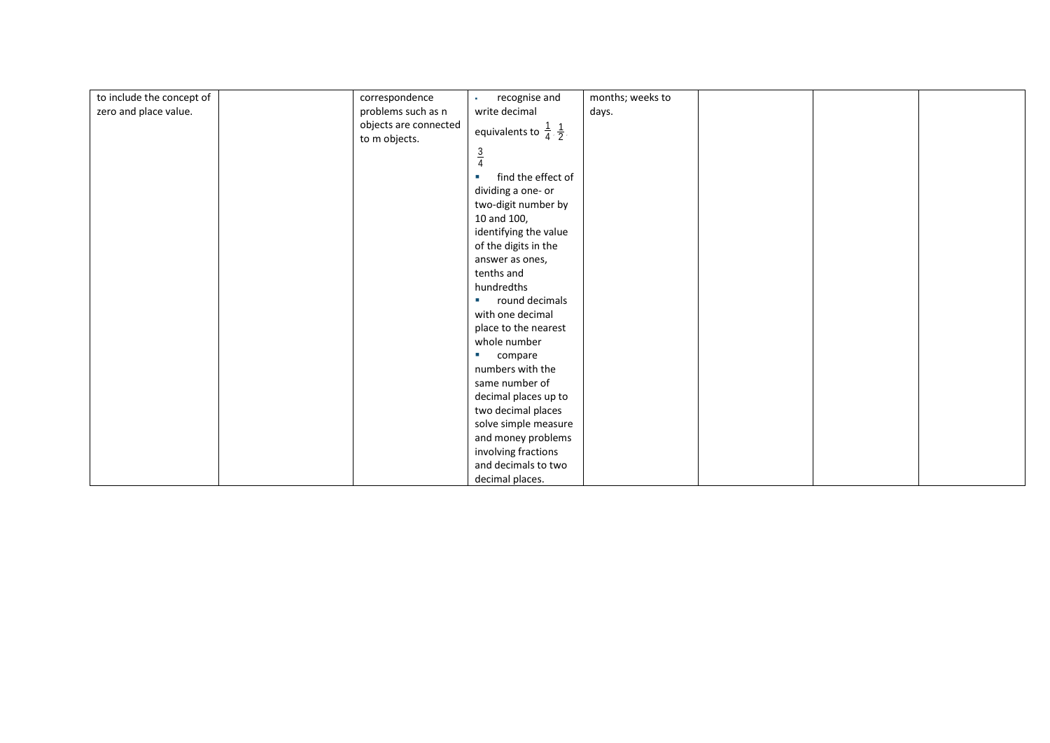| | | | | | | | |
|---|---|---|---|---|---|---|---|
| to include the concept of zero and place value. | | correspondence problems such as n objects are connected to m objects. | ▪ recognise and write decimal equivalents to $\frac{1}{4}$, $\frac{1}{2}$, $\frac{3}{4}$<br>▪ find the effect of dividing a one- or two-digit number by 10 and 100, identifying the value of the digits in the answer as ones, tenths and hundredths<br>▪ round decimals with one decimal place to the nearest whole number<br>▪ compare numbers with the same number of decimal places up to two decimal places<br>solve simple measure and money problems involving fractions and decimals to two decimal places. | months; weeks to days. | | | |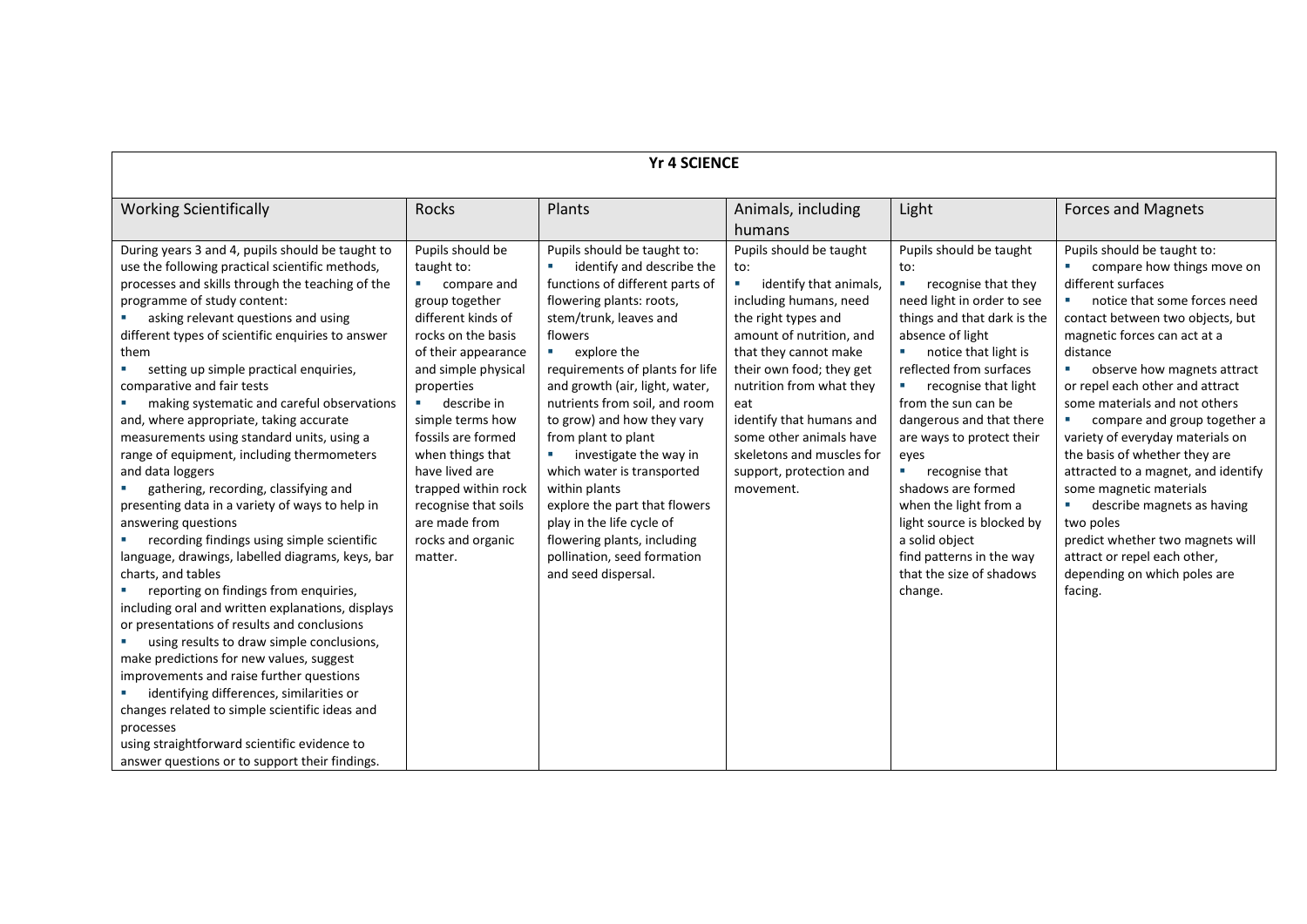| Yr 4 SCIENCE | | | | | |
|---|---|---|---|---|---|
| Working Scientifically | Rocks | Plants | Animals, including humans | Light | Forces and Magnets |
| During years 3 and 4, pupils should be taught to use the following practical scientific methods, processes and skills through the teaching of the programme of study content:<br>▪ asking relevant questions and using different types of scientific enquiries to answer them<br>▪ setting up simple practical enquiries, comparative and fair tests<br>▪ making systematic and careful observations and, where appropriate, taking accurate measurements using standard units, using a range of equipment, including thermometers and data loggers<br>▪ gathering, recording, classifying and presenting data in a variety of ways to help in answering questions<br>▪ recording findings using simple scientific language, drawings, labelled diagrams, keys, bar charts, and tables<br>▪ reporting on findings from enquiries, including oral and written explanations, displays or presentations of results and conclusions<br>▪ using results to draw simple conclusions, make predictions for new values, suggest improvements and raise further questions<br>▪ identifying differences, similarities or changes related to simple scientific ideas and processes<br>using straightforward scientific evidence to answer questions or to support their findings. | Pupils should be taught to:<br>▪ compare and group together different kinds of rocks on the basis of their appearance and simple physical properties<br>▪ describe in simple terms how fossils are formed when things that have lived are trapped within rock recognise that soils are made from rocks and organic matter. | Pupils should be taught to:<br>▪ identify and describe the functions of different parts of flowering plants: roots, stem/trunk, leaves and flowers<br>▪ explore the requirements of plants for life and growth (air, light, water, nutrients from soil, and room to grow) and how they vary from plant to plant<br>▪ investigate the way in which water is transported within plants<br>explore the part that flowers play in the life cycle of flowering plants, including pollination, seed formation and seed dispersal. | Pupils should be taught to:<br>▪ identify that animals, including humans, need the right types and amount of nutrition, and that they cannot make their own food; they get nutrition from what they eat<br>identify that humans and some other animals have skeletons and muscles for support, protection and movement. | Pupils should be taught to:<br>▪ recognise that they need light in order to see things and that dark is the absence of light<br>▪ notice that light is reflected from surfaces<br>▪ recognise that light from the sun can be dangerous and that there are ways to protect their eyes<br>▪ recognise that shadows are formed when the light from a light source is blocked by a solid object<br>find patterns in the way that the size of shadows change. | Pupils should be taught to:<br>▪ compare how things move on different surfaces<br>▪ notice that some forces need contact between two objects, but magnetic forces can act at a distance<br>▪ observe how magnets attract or repel each other and attract some materials and not others<br>▪ compare and group together a variety of everyday materials on the basis of whether they are attracted to a magnet, and identify some magnetic materials<br>▪ describe magnets as having two poles<br>predict whether two magnets will attract or repel each other, depending on which poles are facing. |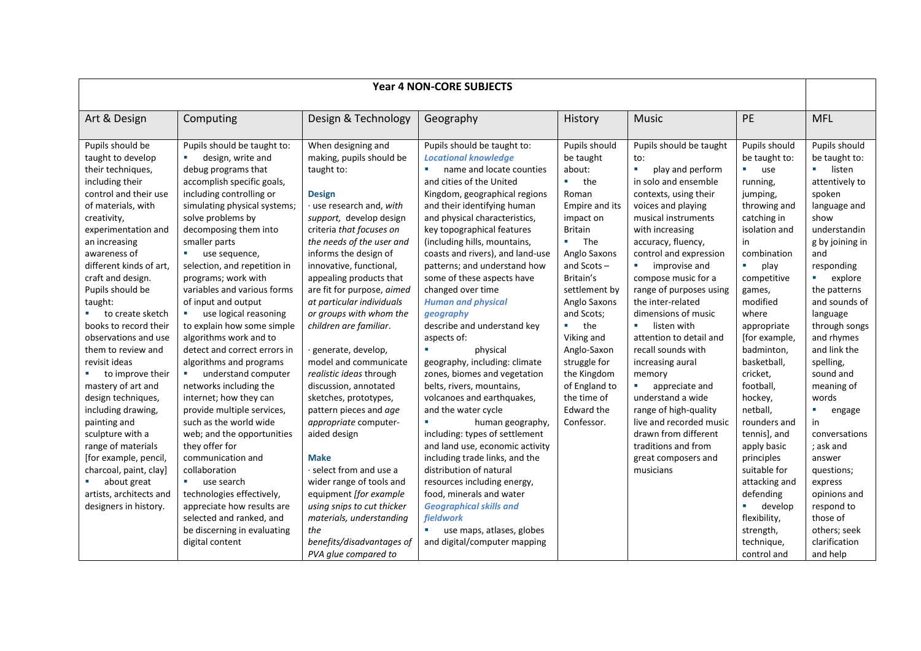| Year 4 NON-CORE SUBJECTS | | | | | | | |
|---|---|---|---|---|---|---|---|
| Art & Design | Computing | Design & Technology | Geography | History | Music | PE | MFL |
| Pupils should be taught to develop their techniques, including their control and their use of materials, with creativity, experimentation and an increasing awareness of different kinds of art, craft and design. Pupils should be taught:<br>▪ to create sketch books to record their observations and use them to review and revisit ideas<br>▪ to improve their mastery of art and design techniques, including drawing, painting and sculpture with a range of materials [for example, pencil, charcoal, paint, clay]<br>▪ about great artists, architects and designers in history. | Pupils should be taught to:<br>▪ design, write and debug programs that accomplish specific goals, including controlling or simulating physical systems; solve problems by decomposing them into smaller parts<br>▪ use sequence, selection, and repetition in programs; work with variables and various forms of input and output<br>▪ use logical reasoning to explain how some simple algorithms work and to detect and correct errors in algorithms and programs<br>▪ understand computer networks including the internet; how they can provide multiple services, such as the world wide web; and the opportunities they offer for communication and collaboration<br>▪ use search technologies effectively, appreciate how results are selected and ranked, and be discerning in evaluating digital content | When designing and making, pupils should be taught to:<br><br>**Design**<br>· use research and, *with support,* develop design criteria *that focuses on the needs of the user and* informs the design of innovative, functional, appealing products that are fit for purpose, *aimed at particular individuals or groups with whom the children are familiar*.<br><br>· generate, develop, model and communicate *realistic ideas* through discussion, annotated sketches, prototypes, pattern pieces and *age appropriate* computer-aided design<br><br>**Make**<br>· select from and use a wider range of tools and equipment *[for example using snips to cut thicker materials, understanding the benefits/disadvantages of PVA glue compared to* | Pupils should be taught to:<br>***Locational knowledge***<br>▪ name and locate counties and cities of the United Kingdom, geographical regions and their identifying human and physical characteristics, key topographical features (including hills, mountains, coasts and rivers), and land-use patterns; and understand how some of these aspects have changed over time<br>***Human and physical geography***<br>describe and understand key aspects of:<br>▪ physical geography, including: climate zones, biomes and vegetation belts, rivers, mountains, volcanoes and earthquakes, and the water cycle<br>▪ human geography, including: types of settlement and land use, economic activity including trade links, and the distribution of natural resources including energy, food, minerals and water<br>***Geographical skills and fieldwork***<br>▪ use maps, atlases, globes and digital/computer mapping | Pupils should be taught about:<br>▪ the Roman Empire and its impact on Britain<br>▪ The Anglo Saxons and Scots – Britain's settlement by Anglo Saxons and Scots;<br>▪ the Viking and Anglo-Saxon struggle for the Kingdom of England to the time of Edward the Confessor. | Pupils should be taught to:<br>▪ play and perform in solo and ensemble contexts, using their voices and playing musical instruments with increasing accuracy, fluency, control and expression<br>▪ improvise and compose music for a range of purposes using the inter-related dimensions of music<br>▪ listen with attention to detail and recall sounds with increasing aural memory<br>▪ appreciate and understand a wide range of high-quality live and recorded music drawn from different traditions and from great composers and musicians | Pupils should be taught to:<br>▪ use running, jumping, throwing and catching in isolation and in combination<br>▪ play competitive games, modified where appropriate [for example, badminton, basketball, cricket, football, hockey, netball, rounders and tennis], and apply basic principles suitable for attacking and defending<br>▪ develop flexibility, strength, technique, control and | Pupils should be taught to:<br>▪ listen attentively to spoken language and show understanding by joining in and responding<br>▪ explore the patterns and sounds of language through songs and rhymes and link the spelling, sound and meaning of words<br>▪ engage in conversations; ask and answer questions; express opinions and respond to those of others; seek clarification and help |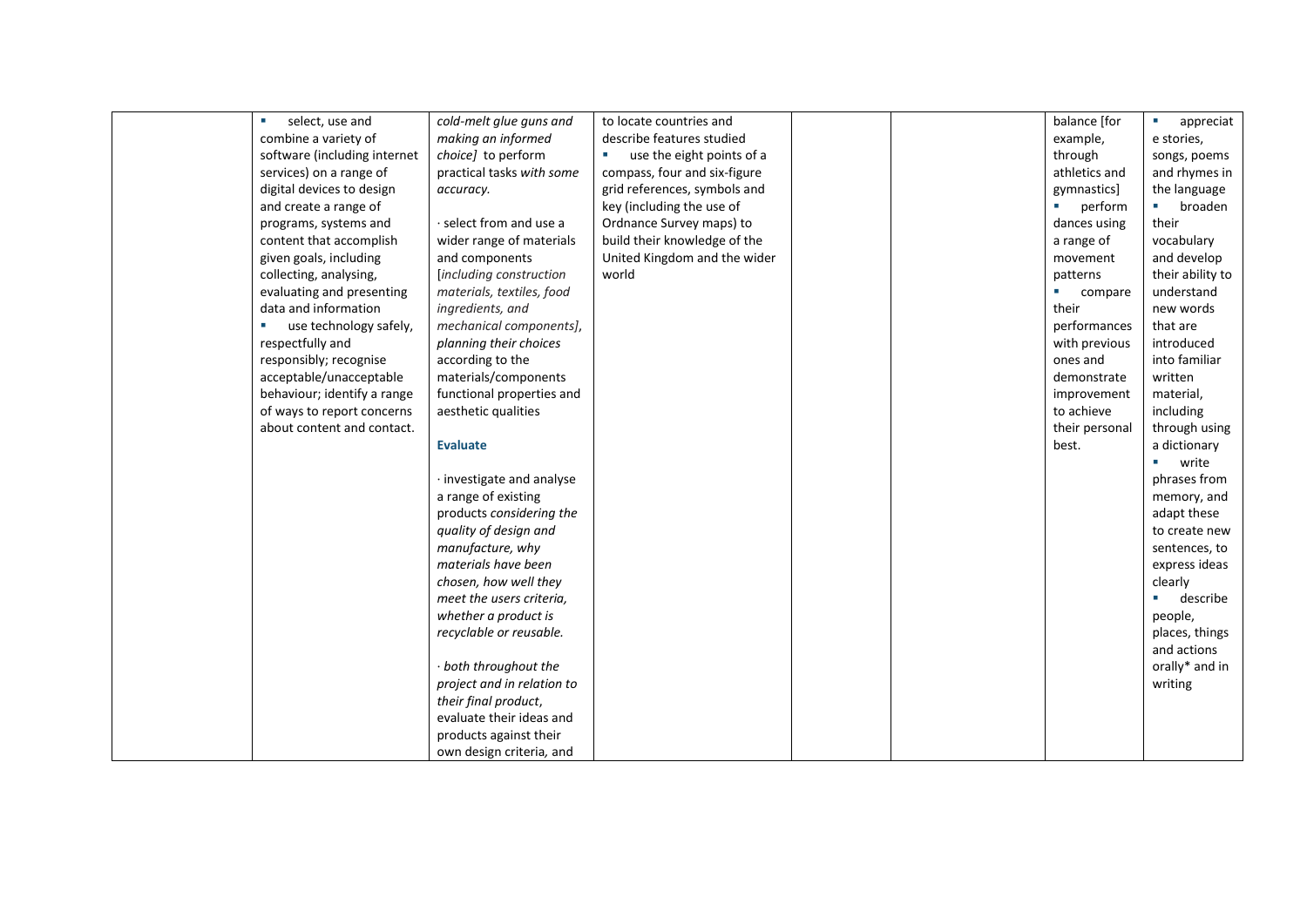| | | | | | | | |
|---|---|---|---|---|---|---|---|
| | ▪ select, use and combine a variety of software (including internet services) on a range of digital devices to design and create a range of programs, systems and content that accomplish given goals, including collecting, analysing, evaluating and presenting data and information<br>▪ use technology safely, respectfully and responsibly; recognise acceptable/unacceptable behaviour; identify a range of ways to report concerns about content and contact. | *cold-melt glue guns and making an informed choice]* to perform practical tasks *with some accuracy.*<br><br>· select from and use a wider range of materials and components [*including construction materials, textiles, food ingredients, and mechanical components]*, *planning their choices* according to the materials/components functional properties and aesthetic qualities<br><br>**Evaluate**<br><br>· investigate and analyse a range of existing products *considering the quality of design and manufacture, why materials have been chosen, how well they meet the users criteria, whether a product is recyclable or reusable.*<br><br>· *both throughout the project and in relation to their final product*, evaluate their ideas and products against their own design criteria, and | to locate countries and describe features studied<br>▪ use the eight points of a compass, four and six-figure grid references, symbols and key (including the use of Ordnance Survey maps) to build their knowledge of the United Kingdom and the wider world | | | balance [for example, through athletics and gymnastics]<br>▪ perform dances using a range of movement patterns<br>▪ compare their performances with previous ones and demonstrate improvement to achieve their personal best. | ▪ appreciate stories, songs, poems and rhymes in the language<br>▪ broaden their vocabulary and develop their ability to understand new words that are introduced into familiar written material, including through using a dictionary<br>▪ write phrases from memory, and adapt these to create new sentences, to express ideas clearly<br>▪ describe people, places, things and actions orally* and in writing |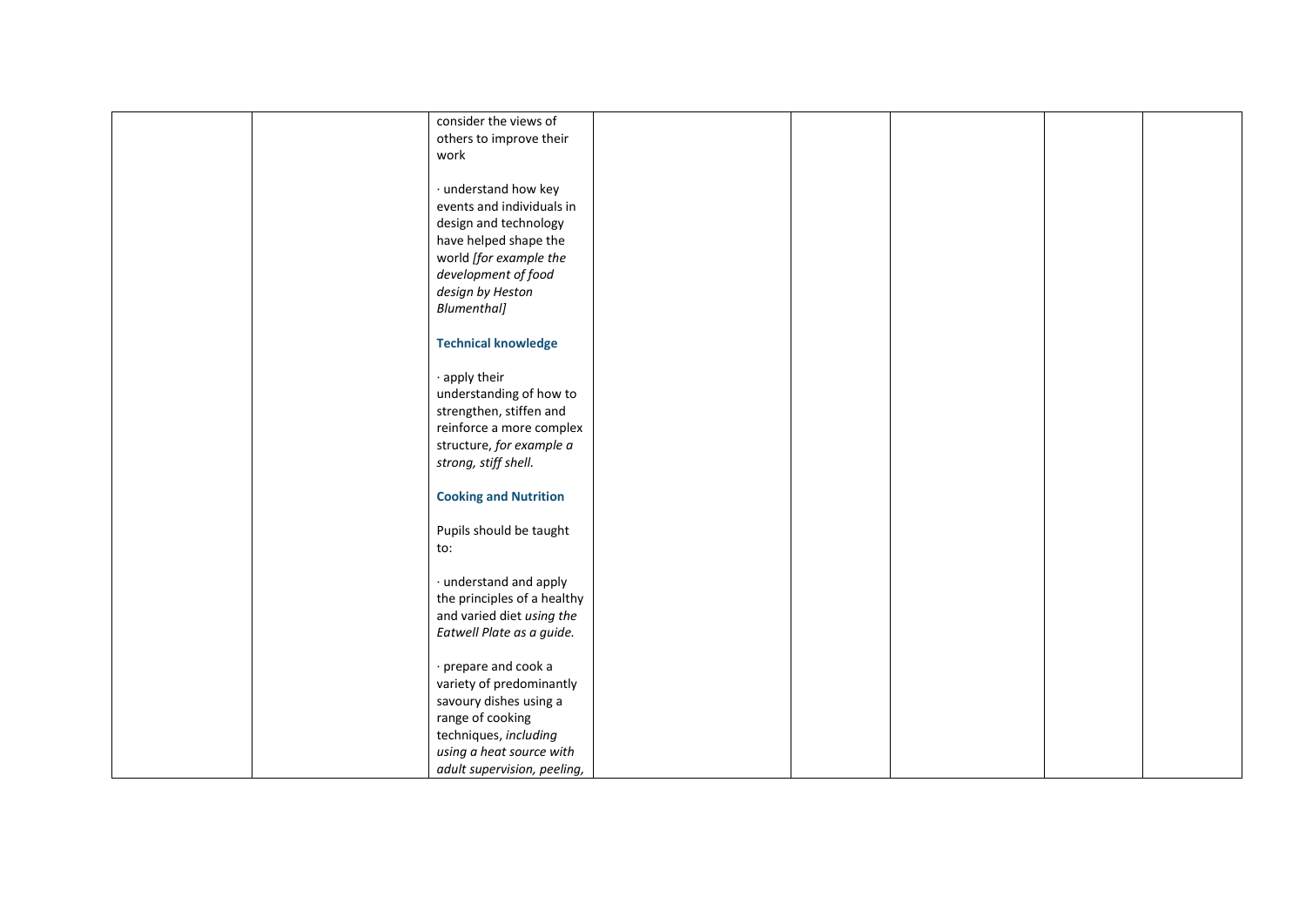|  |  |  |  |  |  |  |  |
|---|---|---|---|---|---|---|---|
|  |  | consider the views of others to improve their work<br><br>· understand how key events and individuals in design and technology have helped shape the world *[for example the development of food design by Heston Blumenthal]*<br><br>**Technical knowledge**<br><br>· apply their understanding of how to strengthen, stiffen and reinforce a more complex structure, *for example a strong, stiff shell.*<br><br>**Cooking and Nutrition**<br><br>Pupils should be taught to:<br><br>· understand and apply the principles of a healthy and varied diet *using the Eatwell Plate as a guide.*<br><br>· prepare and cook a variety of predominantly savoury dishes using a range of cooking techniques, *including using a heat source with adult supervision, peeling,* |  |  |  |  |  |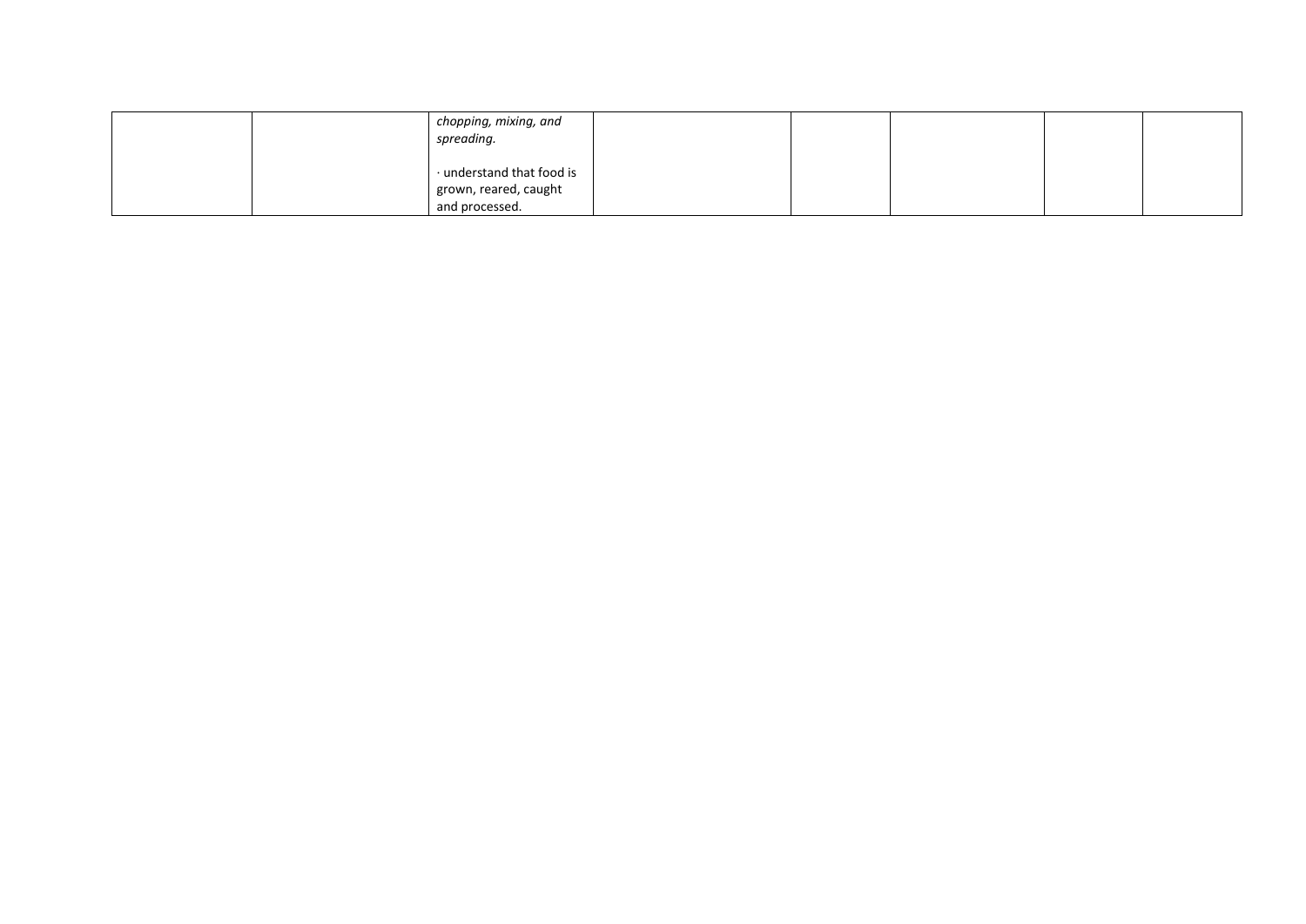| | | | | | | | |
|---|---|---|---|---|---|---|---|
| | | *chopping, mixing, and spreading.*<br><br>· understand that food is grown, reared, caught and processed. | | | | | |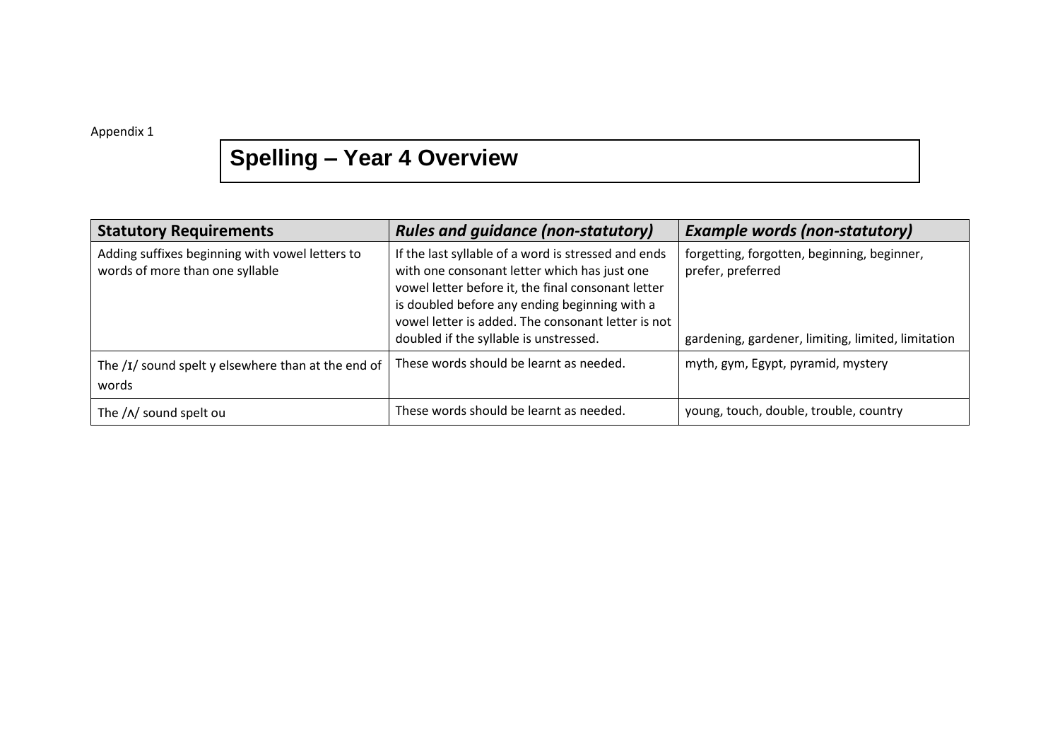Appendix 1

# Spelling – Year 4 Overview

| **Statutory Requirements** | ***Rules and guidance (non-statutory)*** | ***Example words (non-statutory)*** |
|---|---|---|
| Adding suffixes beginning with vowel letters to words of more than one syllable | If the last syllable of a word is stressed and ends with one consonant letter which has just one vowel letter before it, the final consonant letter is doubled before any ending beginning with a vowel letter is added. The consonant letter is not doubled if the syllable is unstressed. | forgetting, forgotten, beginning, beginner, prefer, preferred<br><br>gardening, gardener, limiting, limited, limitation |
| The /ɪ/ sound spelt y elsewhere than at the end of words | These words should be learnt as needed. | myth, gym, Egypt, pyramid, mystery |
| The /ʌ/ sound spelt ou | These words should be learnt as needed. | young, touch, double, trouble, country |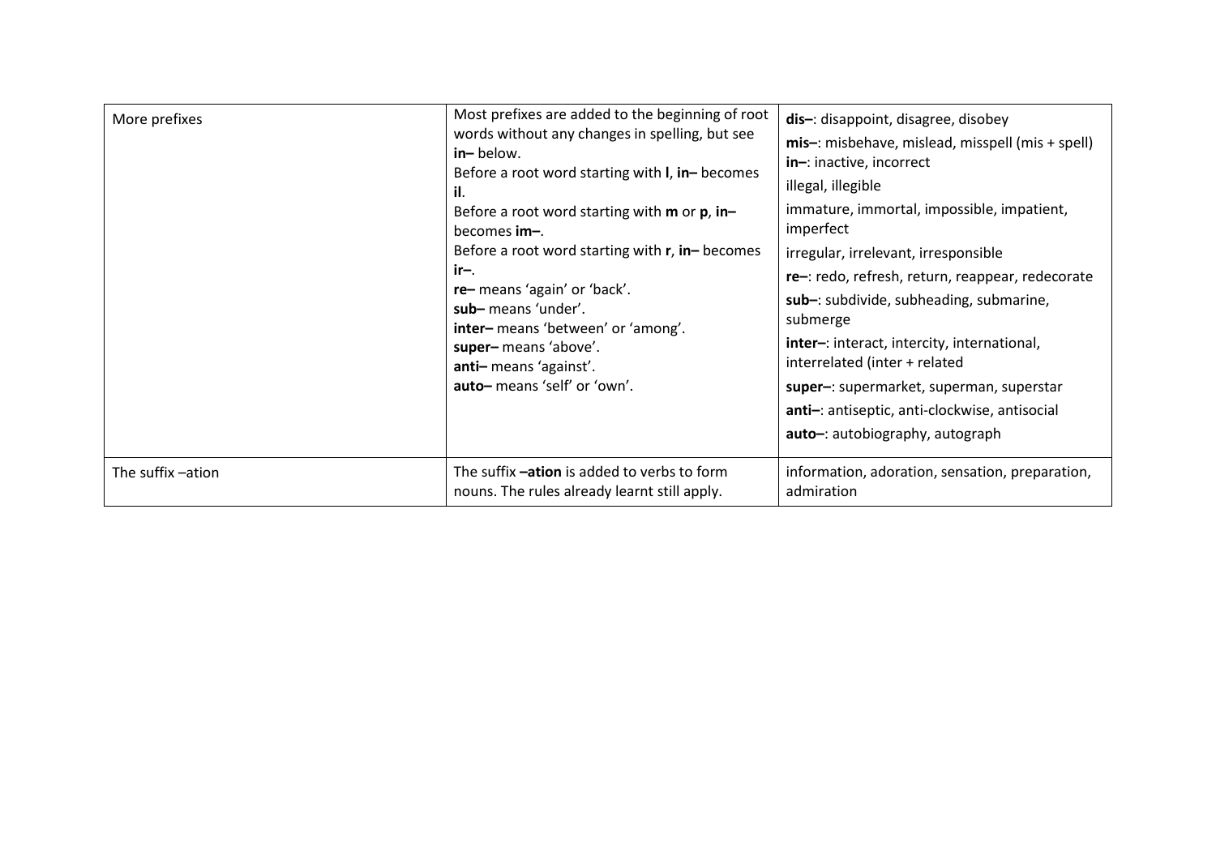| More prefixes | Most prefixes are added to the beginning of root words without any changes in spelling, but see **in–** below.<br>Before a root word starting with **l**, **in–** becomes **il**.<br>Before a root word starting with **m** or **p**, **in–** becomes **im–**.<br>Before a root word starting with **r**, **in–** becomes **ir–**.<br>**re–** means 'again' or 'back'.<br>**sub–** means 'under'.<br>**inter–** means 'between' or 'among'.<br>**super–** means 'above'.<br>**anti–** means 'against'.<br>**auto–** means 'self' or 'own'. | **dis–**: disappoint, disagree, disobey<br>**mis–**: misbehave, mislead, misspell (mis + spell)<br>**in–**: inactive, incorrect<br>illegal, illegible<br>immature, immortal, impossible, impatient, imperfect<br>irregular, irrelevant, irresponsible<br>**re–**: redo, refresh, return, reappear, redecorate<br>**sub–**: subdivide, subheading, submarine, submerge<br>**inter–**: interact, intercity, international, interrelated (inter + related<br>**super–**: supermarket, superman, superstar<br>**anti–**: antiseptic, anti-clockwise, antisocial<br>**auto–**: autobiography, autograph |
|---|---|---|
| The suffix –ation | The suffix **–ation** is added to verbs to form nouns. The rules already learnt still apply. | information, adoration, sensation, preparation, admiration |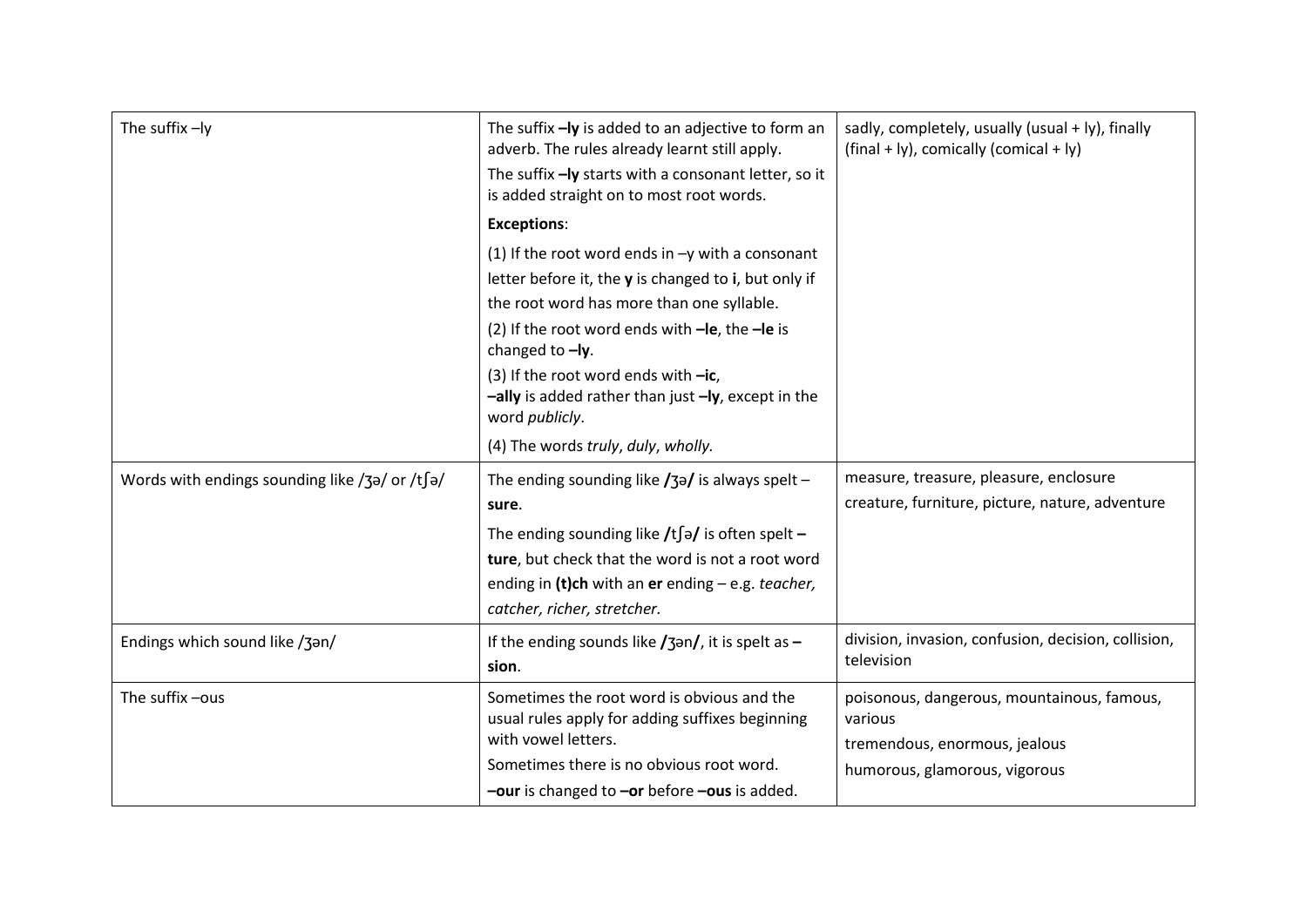| The suffix –ly | The suffix **–ly** is added to an adjective to form an adverb. The rules already learnt still apply.<br>The suffix **–ly** starts with a consonant letter, so it is added straight on to most root words.<br>**Exceptions**:<br>(1) If the root word ends in –y with a consonant letter before it, the **y** is changed to **i**, but only if the root word has more than one syllable.<br>(2) If the root word ends with **–le**, the **–le** is changed to **–ly**.<br>(3) If the root word ends with **–ic**, **–ally** is added rather than just **–ly**, except in the word *publicly*.<br>(4) The words *truly*, *duly*, *wholly.* | sadly, completely, usually (usual + ly), finally (final + ly), comically (comical + ly) |
|---|---|---|
| Words with endings sounding like /ʒə/ or /tʃə/ | The ending sounding like **/**ʒə**/** is always spelt –**sure**.<br>The ending sounding like **/**tʃə**/** is often spelt **–ture**, but check that the word is not a root word ending in **(t)ch** with an **er** ending – e.g. *teacher, catcher, richer, stretcher.* | measure, treasure, pleasure, enclosure<br>creature, furniture, picture, nature, adventure |
| Endings which sound like /ʒən/ | If the ending sounds like **/**ʒən**/**, it is spelt as **–sion**. | division, invasion, confusion, decision, collision, television |
| The suffix –ous | Sometimes the root word is obvious and the usual rules apply for adding suffixes beginning with vowel letters.<br>Sometimes there is no obvious root word.<br>**–our** is changed to **–or** before **–ous** is added. | poisonous, dangerous, mountainous, famous, various<br>tremendous, enormous, jealous<br>humorous, glamorous, vigorous |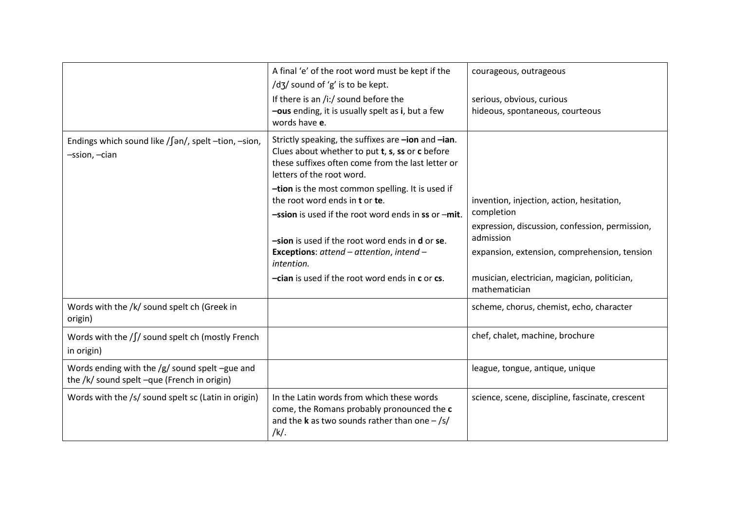|  |  |  |
|---|---|---|
|  | A final 'e' of the root word must be kept if the /dʒ/ sound of 'g' is to be kept.<br>If there is an /i:/ sound before the **–ous** ending, it is usually spelt as **i**, but a few words have **e**. | courageous, outrageous<br><br>serious, obvious, curious<br>hideous, spontaneous, courteous |
| Endings which sound like /ʃən/, spelt –tion, –sion, –ssion, –cian | Strictly speaking, the suffixes are **–ion** and **–ian**. Clues about whether to put **t**, **s**, **ss** or **c** before these suffixes often come from the last letter or letters of the root word.<br>**–tion** is the most common spelling. It is used if the root word ends in **t** or **te**.<br>**–ssion** is used if the root word ends in **ss** or –**mit**.<br><br>**–sion** is used if the root word ends in **d** or **se**.<br>**Exceptions**: *attend – attention*, *intend – intention.*<br>**–cian** is used if the root word ends in **c** or **cs**. | <br><br><br><br>invention, injection, action, hesitation, completion<br>expression, discussion, confession, permission, admission<br>expansion, extension, comprehension, tension<br><br>musician, electrician, magician, politician, mathematician |
| Words with the /k/ sound spelt ch (Greek in origin) |  | scheme, chorus, chemist, echo, character |
| Words with the /ʃ/ sound spelt ch (mostly French in origin) |  | chef, chalet, machine, brochure |
| Words ending with the /g/ sound spelt –gue and the /k/ sound spelt –que (French in origin) |  | league, tongue, antique, unique |
| Words with the /s/ sound spelt sc (Latin in origin) | In the Latin words from which these words come, the Romans probably pronounced the **c** and the **k** as two sounds rather than one – /s/ /k/. | science, scene, discipline, fascinate, crescent |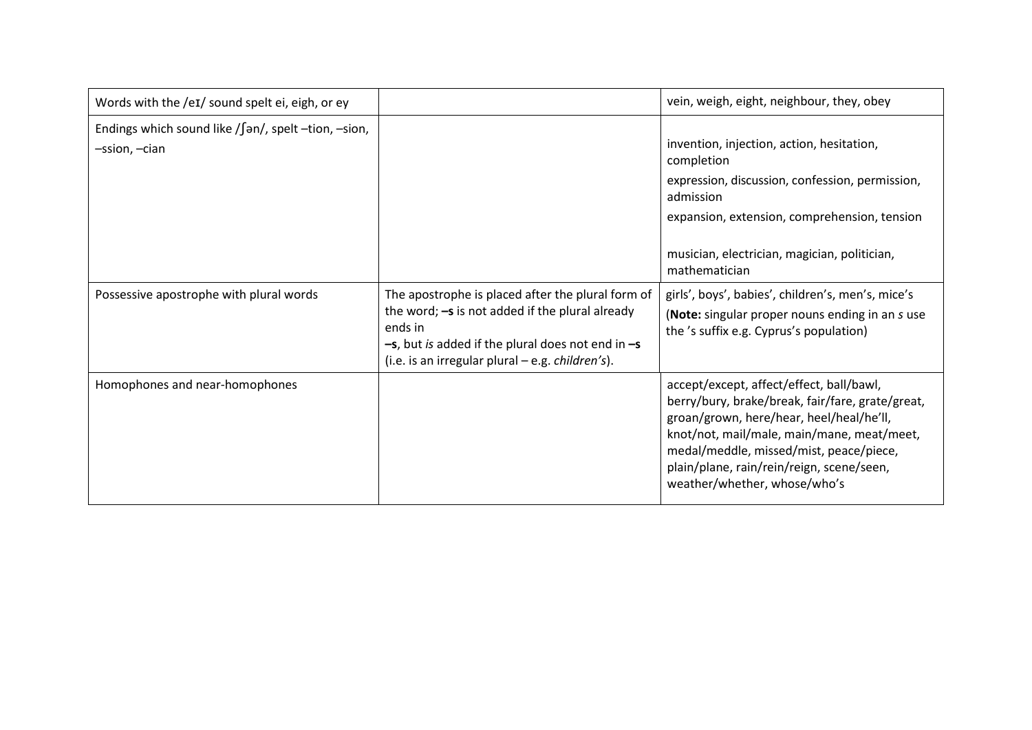| | | |
|---|---|---|
| Words with the /eɪ/ sound spelt ei, eigh, or ey | | vein, weigh, eight, neighbour, they, obey |
| Endings which sound like /ʃən/, spelt –tion, –sion, –ssion, –cian | | invention, injection, action, hesitation, completion<br>expression, discussion, confession, permission, admission<br>expansion, extension, comprehension, tension<br><br>musician, electrician, magician, politician, mathematician |
| Possessive apostrophe with plural words | The apostrophe is placed after the plural form of the word; **–s** is not added if the plural already ends in **–s**, but *is* added if the plural does not end in **–s** (i.e. is an irregular plural – e.g. *children's*). | girls', boys', babies', children's, men's, mice's<br>(**Note:** singular proper nouns ending in an *s* use the 's suffix e.g. Cyprus's population) |
| Homophones and near-homophones | | accept/except, affect/effect, ball/bawl, berry/bury, brake/break, fair/fare, grate/great, groan/grown, here/hear, heel/heal/he'll, knot/not, mail/male, main/mane, meat/meet, medal/meddle, missed/mist, peace/piece, plain/plane, rain/rein/reign, scene/seen, weather/whether, whose/who's |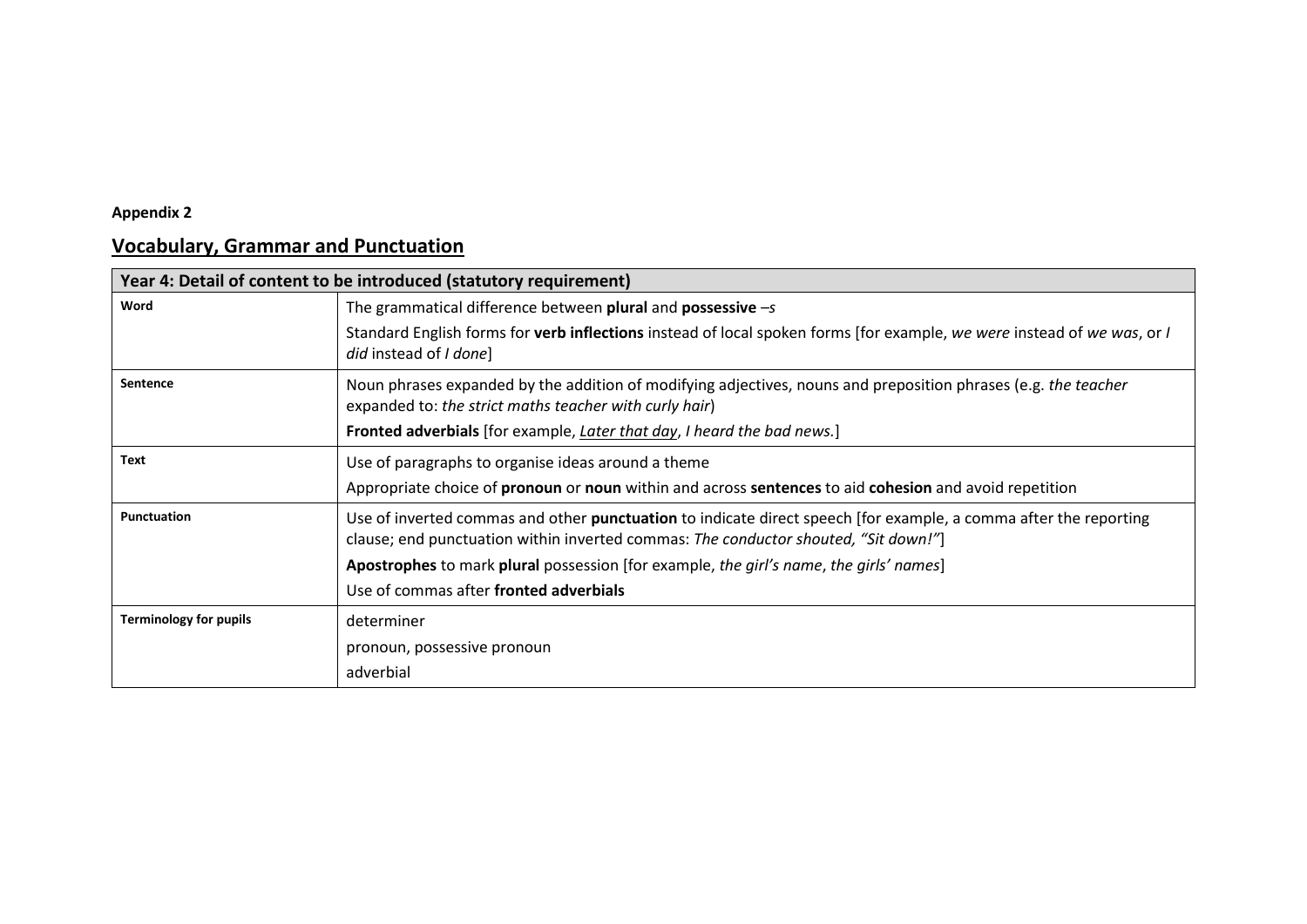**Appendix 2**

## Vocabulary, Grammar and Punctuation

| Year 4: Detail of content to be introduced (statutory requirement) | |
|---|---|
| **Word** | The grammatical difference between **plural** and **possessive** *–s*<br>Standard English forms for **verb inflections** instead of local spoken forms [for example, *we were* instead of *we was*, or *I did* instead of *I done*] |
| **Sentence** | Noun phrases expanded by the addition of modifying adjectives, nouns and preposition phrases (e.g. *the teacher* expanded to: *the strict maths teacher with curly hair*)<br>**Fronted adverbials** [for example, *Later that day*, *I heard the bad news.*] |
| **Text** | Use of paragraphs to organise ideas around a theme<br>Appropriate choice of **pronoun** or **noun** within and across **sentences** to aid **cohesion** and avoid repetition |
| **Punctuation** | Use of inverted commas and other **punctuation** to indicate direct speech [for example, a comma after the reporting clause; end punctuation within inverted commas: *The conductor shouted, "Sit down!"*]<br>**Apostrophes** to mark **plural** possession [for example, *the girl's name*, *the girls' names*]<br>Use of commas after **fronted adverbials** |
| **Terminology for pupils** | determiner<br>pronoun, possessive pronoun<br>adverbial |